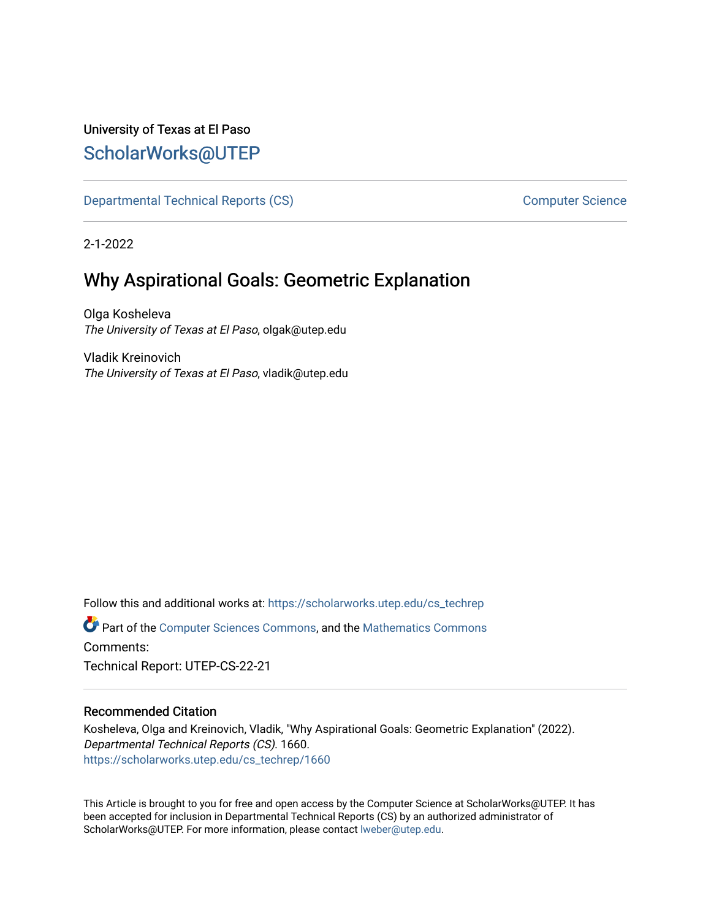University of Texas at El Paso

ScholarWorks@UTEP

Departmental Technical Reports (CS) | Computer Science

2-1-2022

# Why Aspirational Goals: Geometric Explanation

Olga Kosheleva
*The University of Texas at El Paso*, olgak@utep.edu

Vladik Kreinovich
*The University of Texas at El Paso*, vladik@utep.edu

Follow this and additional works at: https://scholarworks.utep.edu/cs_techrep

Part of the Computer Sciences Commons, and the Mathematics Commons

Comments:

Technical Report: UTEP-CS-22-21

## Recommended Citation

Kosheleva, Olga and Kreinovich, Vladik, "Why Aspirational Goals: Geometric Explanation" (2022). *Departmental Technical Reports (CS)*. 1660.
https://scholarworks.utep.edu/cs_techrep/1660

This Article is brought to you for free and open access by the Computer Science at ScholarWorks@UTEP. It has been accepted for inclusion in Departmental Technical Reports (CS) by an authorized administrator of ScholarWorks@UTEP. For more information, please contact lweber@utep.edu.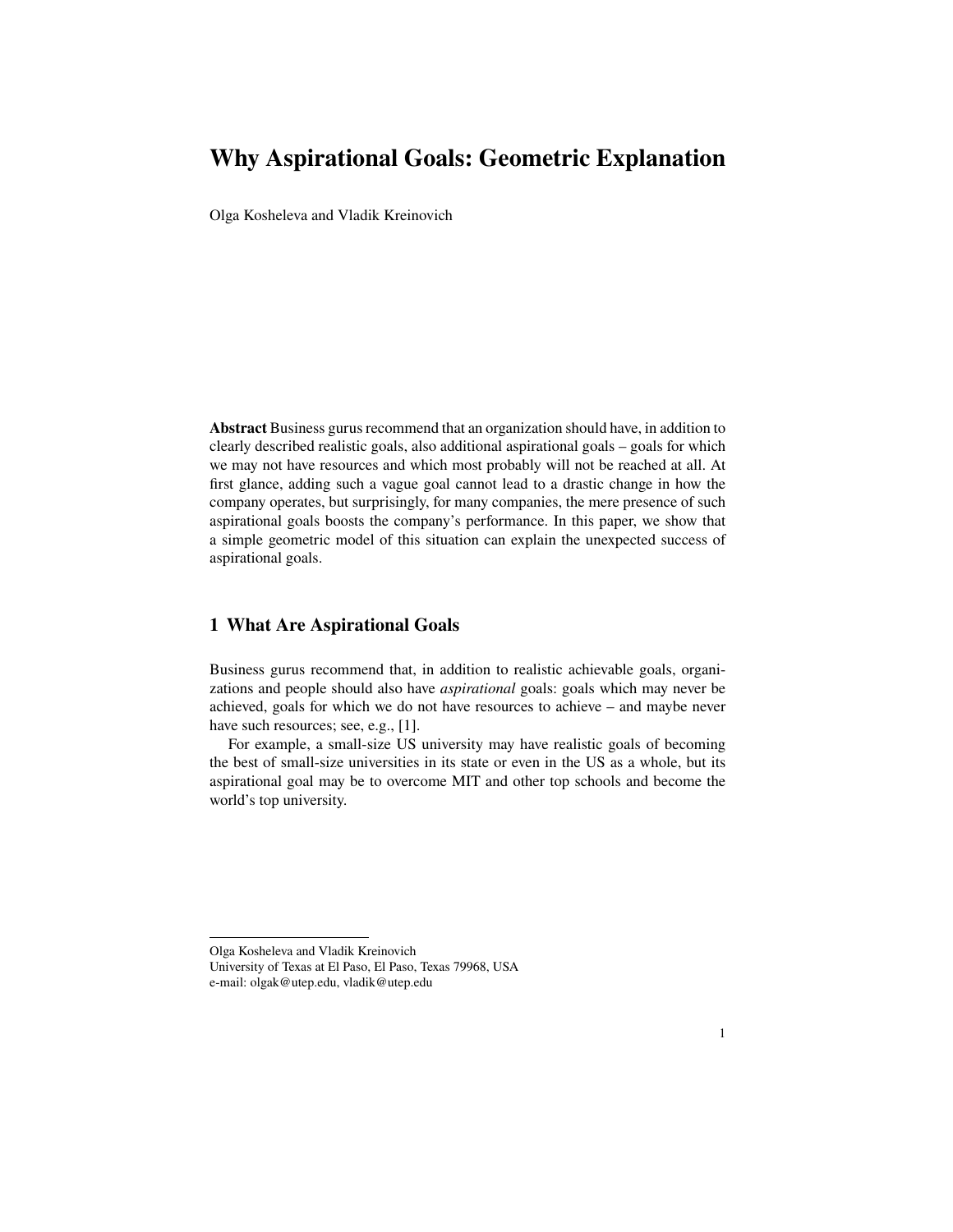# Why Aspirational Goals: Geometric Explanation

Olga Kosheleva and Vladik Kreinovich

**Abstract** Business gurus recommend that an organization should have, in addition to clearly described realistic goals, also additional aspirational goals – goals for which we may not have resources and which most probably will not be reached at all. At first glance, adding such a vague goal cannot lead to a drastic change in how the company operates, but surprisingly, for many companies, the mere presence of such aspirational goals boosts the company's performance. In this paper, we show that a simple geometric model of this situation can explain the unexpected success of aspirational goals.

## 1 What Are Aspirational Goals

Business gurus recommend that, in addition to realistic achievable goals, organizations and people should also have *aspirational* goals: goals which may never be achieved, goals for which we do not have resources to achieve – and maybe never have such resources; see, e.g., [1].

For example, a small-size US university may have realistic goals of becoming the best of small-size universities in its state or even in the US as a whole, but its aspirational goal may be to overcome MIT and other top schools and become the world's top university.

---

Olga Kosheleva and Vladik Kreinovich
University of Texas at El Paso, El Paso, Texas 79968, USA
e-mail: olgak@utep.edu, vladik@utep.edu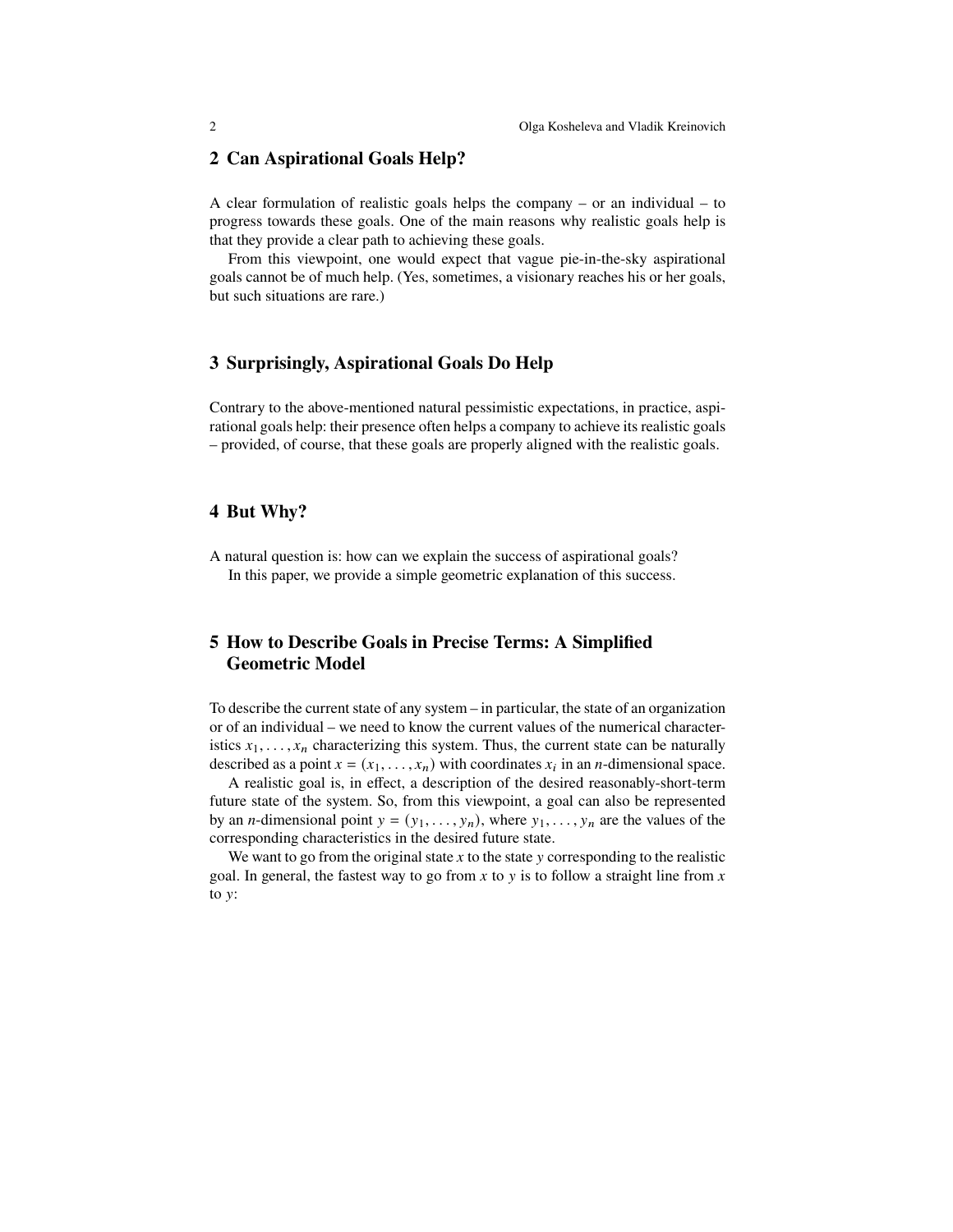## 2 Can Aspirational Goals Help?

A clear formulation of realistic goals helps the company – or an individual – to progress towards these goals. One of the main reasons why realistic goals help is that they provide a clear path to achieving these goals.

From this viewpoint, one would expect that vague pie-in-the-sky aspirational goals cannot be of much help. (Yes, sometimes, a visionary reaches his or her goals, but such situations are rare.)

## 3 Surprisingly, Aspirational Goals Do Help

Contrary to the above-mentioned natural pessimistic expectations, in practice, aspirational goals help: their presence often helps a company to achieve its realistic goals – provided, of course, that these goals are properly aligned with the realistic goals.

## 4 But Why?

A natural question is: how can we explain the success of aspirational goals?

In this paper, we provide a simple geometric explanation of this success.

## 5 How to Describe Goals in Precise Terms: A Simplified Geometric Model

To describe the current state of any system – in particular, the state of an organization or of an individual – we need to know the current values of the numerical characteristics $x_1, \ldots, x_n$ characterizing this system. Thus, the current state can be naturally described as a point $x = (x_1, \ldots, x_n)$ with coordinates $x_i$ in an $n$-dimensional space.

A realistic goal is, in effect, a description of the desired reasonably-short-term future state of the system. So, from this viewpoint, a goal can also be represented by an $n$-dimensional point $y = (y_1, \ldots, y_n)$, where $y_1, \ldots, y_n$ are the values of the corresponding characteristics in the desired future state.

We want to go from the original state $x$ to the state $y$ corresponding to the realistic goal. In general, the fastest way to go from $x$ to $y$ is to follow a straight line from $x$ to $y$: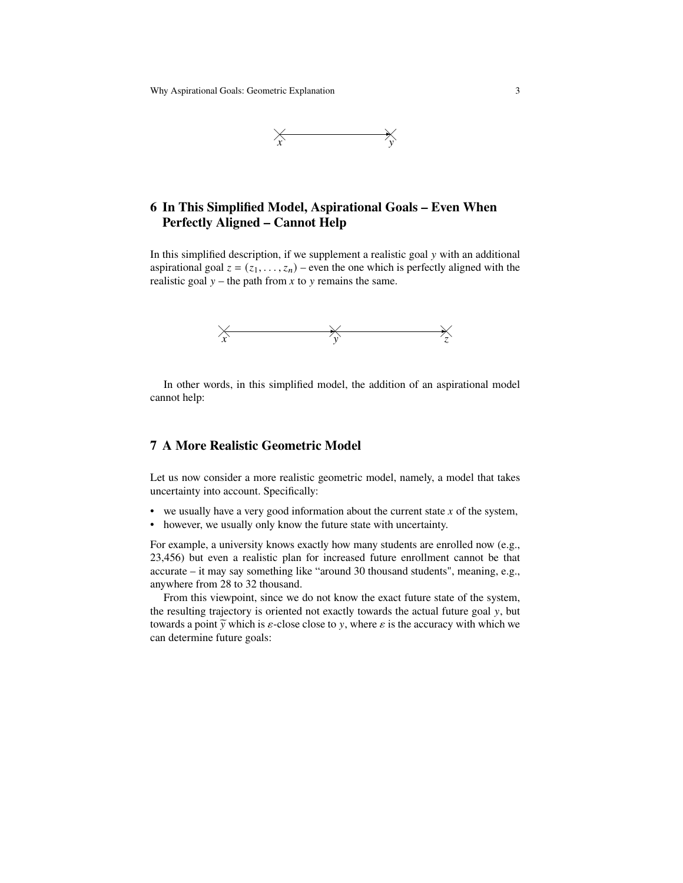## 6 In This Simplified Model, Aspirational Goals – Even When Perfectly Aligned – Cannot Help

In this simplified description, if we supplement a realistic goal $y$ with an additional aspirational goal $z = (z_1, \ldots, z_n)$ – even the one which is perfectly aligned with the realistic goal $y$ – the path from $x$ to $y$ remains the same.

In other words, in this simplified model, the addition of an aspirational model cannot help:

## 7 A More Realistic Geometric Model

Let us now consider a more realistic geometric model, namely, a model that takes uncertainty into account. Specifically:

- we usually have a very good information about the current state $x$ of the system,
- however, we usually only know the future state with uncertainty.

For example, a university knows exactly how many students are enrolled now (e.g., 23,456) but even a realistic plan for increased future enrollment cannot be that accurate – it may say something like "around 30 thousand students", meaning, e.g., anywhere from 28 to 32 thousand.

From this viewpoint, since we do not know the exact future state of the system, the resulting trajectory is oriented not exactly towards the actual future goal $y$, but towards a point $\widetilde{y}$ which is $\varepsilon$-close close to $y$, where $\varepsilon$ is the accuracy with which we can determine future goals: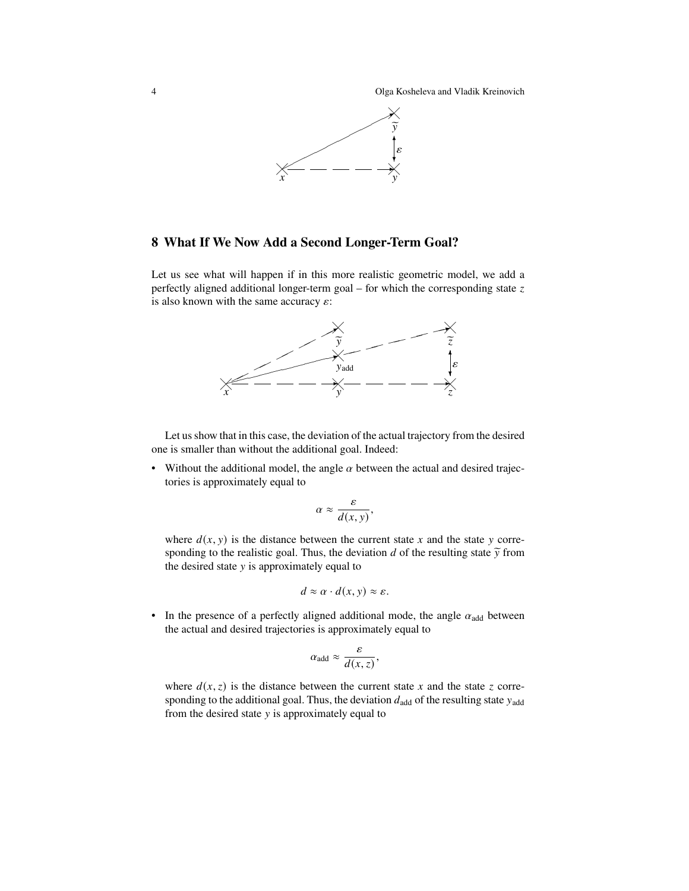## 8 What If We Now Add a Second Longer-Term Goal?

Let us see what will happen if in this more realistic geometric model, we add a perfectly aligned additional longer-term goal – for which the corresponding state $z$ is also known with the same accuracy $\varepsilon$:

Let us show that in this case, the deviation of the actual trajectory from the desired one is smaller than without the additional goal. Indeed:

- Without the additional model, the angle $\alpha$ between the actual and desired trajectories is approximately equal to

$$\alpha \approx \frac{\varepsilon}{d(x, y)},$$

where $d(x, y)$ is the distance between the current state $x$ and the state $y$ corresponding to the realistic goal. Thus, the deviation $d$ of the resulting state $\widetilde{y}$ from the desired state $y$ is approximately equal to

$$d \approx \alpha \cdot d(x, y) \approx \varepsilon.$$

- In the presence of a perfectly aligned additional mode, the angle $\alpha_{\text{add}}$ between the actual and desired trajectories is approximately equal to

$$\alpha_{\text{add}} \approx \frac{\varepsilon}{d(x, z)},$$

where $d(x, z)$ is the distance between the current state $x$ and the state $z$ corresponding to the additional goal. Thus, the deviation $d_{\text{add}}$ of the resulting state $y_{\text{add}}$ from the desired state $y$ is approximately equal to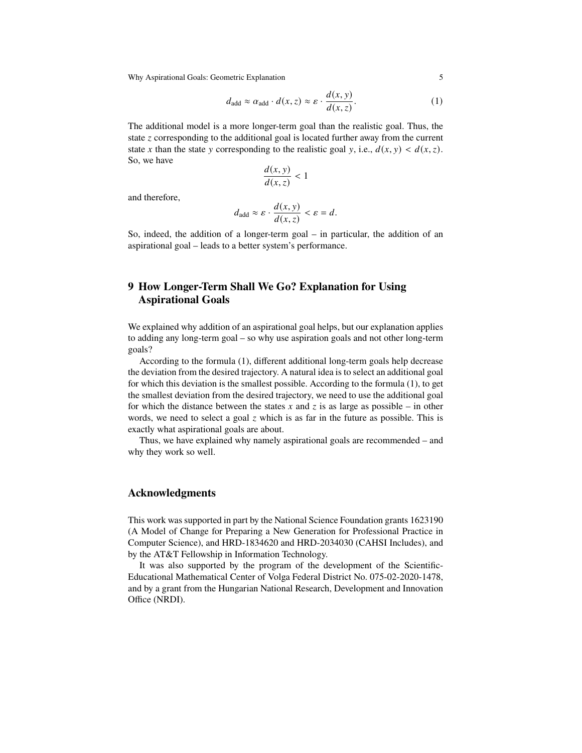$$d_{\text{add}} \approx \alpha_{\text{add}} \cdot d(x, z) \approx \varepsilon \cdot \frac{d(x, y)}{d(x, z)}. \tag{1}$$

The additional model is a more longer-term goal than the realistic goal. Thus, the state $z$ corresponding to the additional goal is located further away from the current state $x$ than the state $y$ corresponding to the realistic goal $y$, i.e., $d(x, y) < d(x, z)$. So, we have

$$\frac{d(x, y)}{d(x, z)} < 1$$

and therefore,

$$d_{\text{add}} \approx \varepsilon \cdot \frac{d(x, y)}{d(x, z)} < \varepsilon = d.$$

So, indeed, the addition of a longer-term goal – in particular, the addition of an aspirational goal – leads to a better system's performance.

## 9 How Longer-Term Shall We Go? Explanation for Using Aspirational Goals

We explained why addition of an aspirational goal helps, but our explanation applies to adding any long-term goal – so why use aspiration goals and not other long-term goals?

According to the formula (1), different additional long-term goals help decrease the deviation from the desired trajectory. A natural idea is to select an additional goal for which this deviation is the smallest possible. According to the formula (1), to get the smallest deviation from the desired trajectory, we need to use the additional goal for which the distance between the states $x$ and $z$ is as large as possible – in other words, we need to select a goal $z$ which is as far in the future as possible. This is exactly what aspirational goals are about.

Thus, we have explained why namely aspirational goals are recommended – and why they work so well.

## Acknowledgments

This work was supported in part by the National Science Foundation grants 1623190 (A Model of Change for Preparing a New Generation for Professional Practice in Computer Science), and HRD-1834620 and HRD-2034030 (CAHSI Includes), and by the AT&T Fellowship in Information Technology.

It was also supported by the program of the development of the Scientific-Educational Mathematical Center of Volga Federal District No. 075-02-2020-1478, and by a grant from the Hungarian National Research, Development and Innovation Office (NRDI).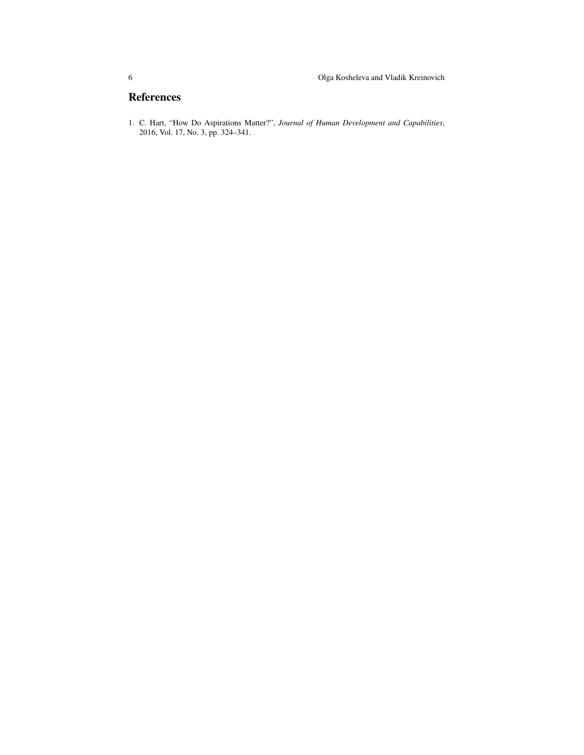## References

1. C. Hart, "How Do Aspirations Matter?", *Journal of Human Development and Capabilities*, 2016, Vol. 17, No. 3, pp. 324–341.